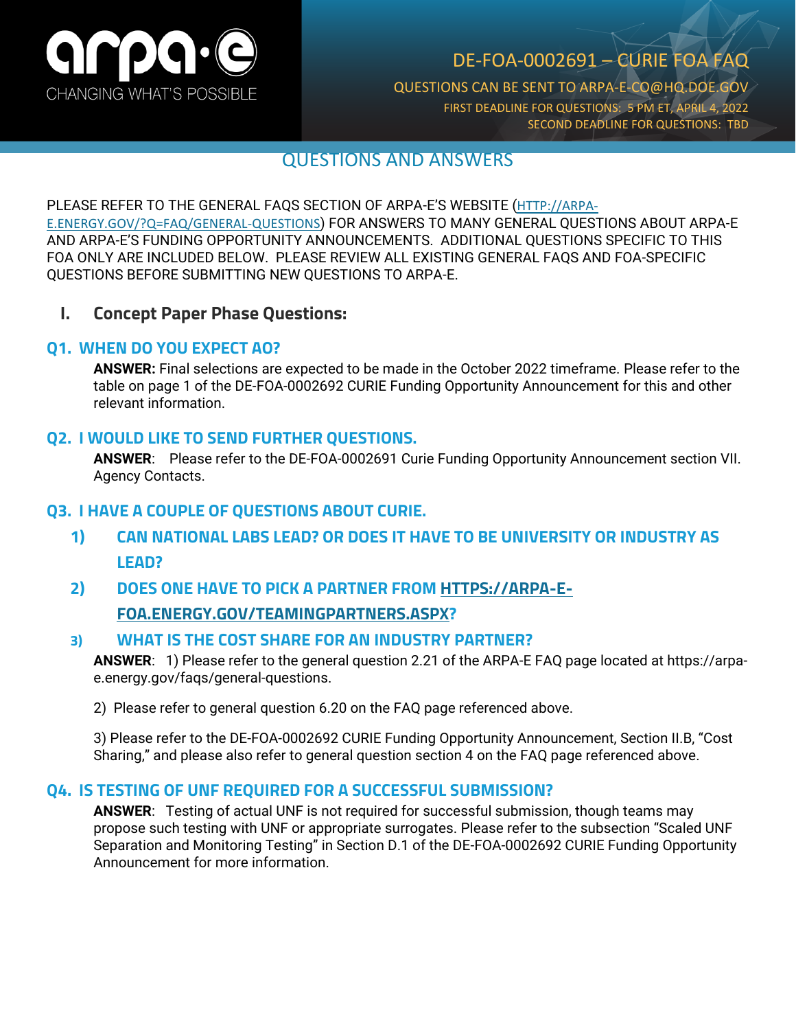# DE-FOA-0002691 – CURIE FOA FAQ

QUESTIONS CAN BE SENT TO ARPA-E-CO@HQ.DOE.GOV

FIRST DEADLINE FOR QUESTIONS: 5 PM ET, APRIL 4, 2022

SECOND DEADLINE FOR QUESTIONS: TBD

## QUESTIONS AND ANSWERS

PLEASE REFER TO THE GENERAL FAQS SECTION OF ARPA-E'S WEBSITE (HTTP://ARPA-E.ENERGY.GOV/?Q=FAQ/GENERAL-QUESTIONS) FOR ANSWERS TO MANY GENERAL QUESTIONS ABOUT ARPA-E AND ARPA-E'S FUNDING OPPORTUNITY ANNOUNCEMENTS. ADDITIONAL QUESTIONS SPECIFIC TO THIS FOA ONLY ARE INCLUDED BELOW. PLEASE REVIEW ALL EXISTING GENERAL FAQS AND FOA-SPECIFIC QUESTIONS BEFORE SUBMITTING NEW QUESTIONS TO ARPA-E.

## I. Concept Paper Phase Questions:

### Q1. WHEN DO YOU EXPECT AO?

**ANSWER:** Final selections are expected to be made in the October 2022 timeframe. Please refer to the table on page 1 of the DE-FOA-0002692 CURIE Funding Opportunity Announcement for this and other relevant information.

### Q2. I WOULD LIKE TO SEND FURTHER QUESTIONS.

**ANSWER**: Please refer to the DE-FOA-0002691 Curie Funding Opportunity Announcement section VII. Agency Contacts.

### Q3. I HAVE A COUPLE OF QUESTIONS ABOUT CURIE.

1) **CAN NATIONAL LABS LEAD? OR DOES IT HAVE TO BE UNIVERSITY OR INDUSTRY AS LEAD?**
2) **DOES ONE HAVE TO PICK A PARTNER FROM HTTPS://ARPA-E-FOA.ENERGY.GOV/TEAMINGPARTNERS.ASPX?**
3) **WHAT IS THE COST SHARE FOR AN INDUSTRY PARTNER?**

**ANSWER**: 1) Please refer to the general question 2.21 of the ARPA-E FAQ page located at https://arpa-e.energy.gov/faqs/general-questions.

2) Please refer to general question 6.20 on the FAQ page referenced above.

3) Please refer to the DE-FOA-0002692 CURIE Funding Opportunity Announcement, Section II.B, "Cost Sharing," and please also refer to general question section 4 on the FAQ page referenced above.

### Q4. IS TESTING OF UNF REQUIRED FOR A SUCCESSFUL SUBMISSION?

**ANSWER**: Testing of actual UNF is not required for successful submission, though teams may propose such testing with UNF or appropriate surrogates. Please refer to the subsection "Scaled UNF Separation and Monitoring Testing" in Section D.1 of the DE-FOA-0002692 CURIE Funding Opportunity Announcement for more information.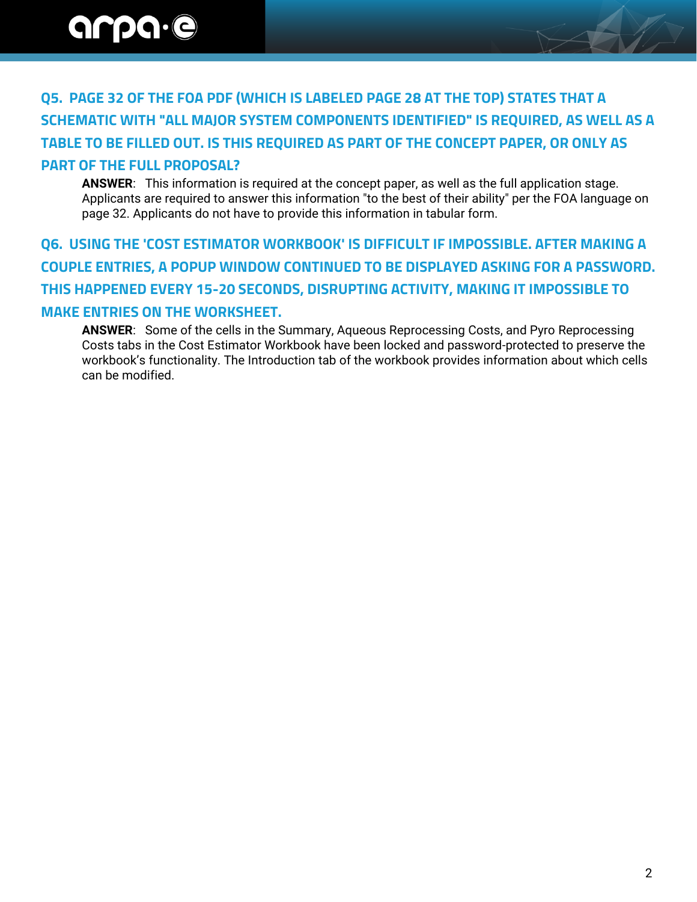### Q5. PAGE 32 OF THE FOA PDF (WHICH IS LABELED PAGE 28 AT THE TOP) STATES THAT A SCHEMATIC WITH "ALL MAJOR SYSTEM COMPONENTS IDENTIFIED" IS REQUIRED, AS WELL AS A TABLE TO BE FILLED OUT. IS THIS REQUIRED AS PART OF THE CONCEPT PAPER, OR ONLY AS PART OF THE FULL PROPOSAL?

**ANSWER**: This information is required at the concept paper, as well as the full application stage. Applicants are required to answer this information "to the best of their ability" per the FOA language on page 32. Applicants do not have to provide this information in tabular form.

### Q6. USING THE 'COST ESTIMATOR WORKBOOK' IS DIFFICULT IF IMPOSSIBLE. AFTER MAKING A COUPLE ENTRIES, A POPUP WINDOW CONTINUED TO BE DISPLAYED ASKING FOR A PASSWORD. THIS HAPPENED EVERY 15-20 SECONDS, DISRUPTING ACTIVITY, MAKING IT IMPOSSIBLE TO MAKE ENTRIES ON THE WORKSHEET.

**ANSWER**: Some of the cells in the Summary, Aqueous Reprocessing Costs, and Pyro Reprocessing Costs tabs in the Cost Estimator Workbook have been locked and password-protected to preserve the workbook's functionality. The Introduction tab of the workbook provides information about which cells can be modified.